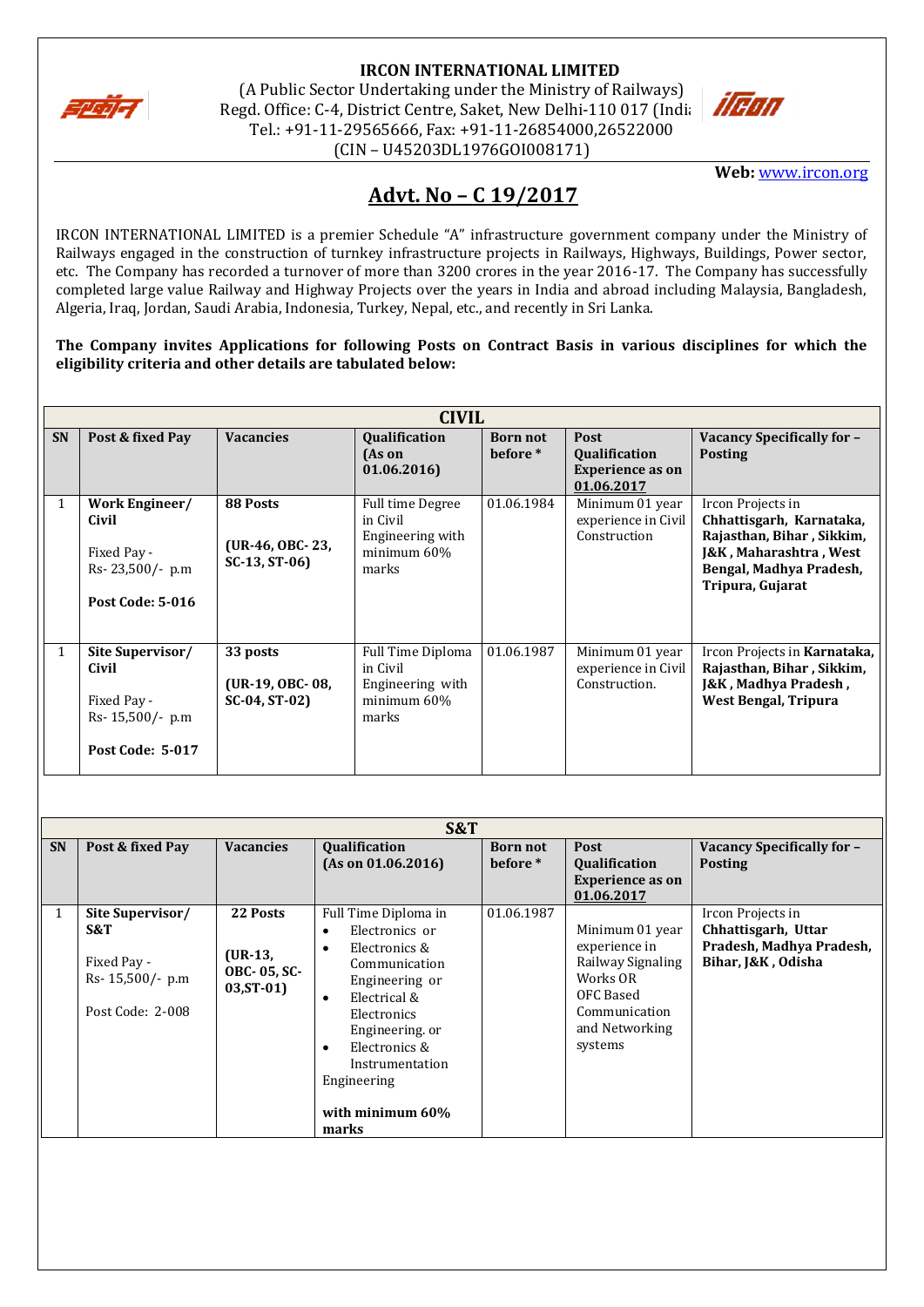**IRCON INTERNATIONAL LIMITED**

(A Public Sector Undertaking under the Ministry of Railways)
Regd. Office: C-4, District Centre, Saket, New Delhi-110 017 (India)
Tel.: +91-11-29565666, Fax: +91-11-26854000,26522000
(CIN – U45203DL1976GOI008171)

**Web:** www.ircon.org

# Advt. No – C 19/2017

IRCON INTERNATIONAL LIMITED is a premier Schedule "A" infrastructure government company under the Ministry of Railways engaged in the construction of turnkey infrastructure projects in Railways, Highways, Buildings, Power sector, etc. The Company has recorded a turnover of more than 3200 crores in the year 2016-17. The Company has successfully completed large value Railway and Highway Projects over the years in India and abroad including Malaysia, Bangladesh, Algeria, Iraq, Jordan, Saudi Arabia, Indonesia, Turkey, Nepal, etc., and recently in Sri Lanka.

**The Company invites Applications for following Posts on Contract Basis in various disciplines for which the eligibility criteria and other details are tabulated below:**

**CIVIL**

| SN | Post & fixed Pay | Vacancies | Qualification (As on 01.06.2016) | Born not before * | Post Qualification Experience as on 01.06.2017 | Vacancy Specifically for – Posting |
|---|---|---|---|---|---|---|
| 1 | **Work Engineer/ Civil**<br><br>Fixed Pay - Rs- 23,500/- p.m<br><br>**Post Code: 5-016** | **88 Posts**<br><br>**(UR-46, OBC- 23, SC-13, ST-06)** | Full time Degree in Civil Engineering with minimum 60% marks | 01.06.1984 | Minimum 01 year experience in Civil Construction | Ircon Projects in **Chhattisgarh, Karnataka, Rajasthan, Bihar , Sikkim, J&K , Maharashtra , West Bengal, Madhya Pradesh, Tripura, Gujarat** |
| 1 | **Site Supervisor/ Civil**<br><br>Fixed Pay - Rs- 15,500/- p.m<br><br>**Post Code: 5-017** | **33 posts**<br><br>**(UR-19, OBC- 08, SC-04, ST-02)** | Full Time Diploma in Civil Engineering with minimum 60% marks | 01.06.1987 | Minimum 01 year experience in Civil Construction. | Ircon Projects in **Karnataka, Rajasthan, Bihar , Sikkim, J&K , Madhya Pradesh , West Bengal, Tripura** |

**S&T**

| SN | Post & fixed Pay | Vacancies | Qualification (As on 01.06.2016) | Born not before * | Post Qualification Experience as on 01.06.2017 | Vacancy Specifically for – Posting |
|---|---|---|---|---|---|---|
| 1 | **Site Supervisor/ S&T**<br><br>Fixed Pay - Rs- 15,500/- p.m<br><br>Post Code: 2-008 | **22 Posts**<br><br>**(UR-13, OBC- 05, SC-03,ST-01)** | Full Time Diploma in<br>• Electronics or<br>• Electronics & Communication Engineering or<br>• Electrical & Electronics Engineering. or<br>• Electronics & Instrumentation Engineering<br><br>**with minimum 60% marks** | 01.06.1987 | Minimum 01 year experience in Railway Signaling Works OR OFC Based Communication and Networking systems | Ircon Projects in **Chhattisgarh, Uttar Pradesh, Madhya Pradesh, Bihar, J&K , Odisha** |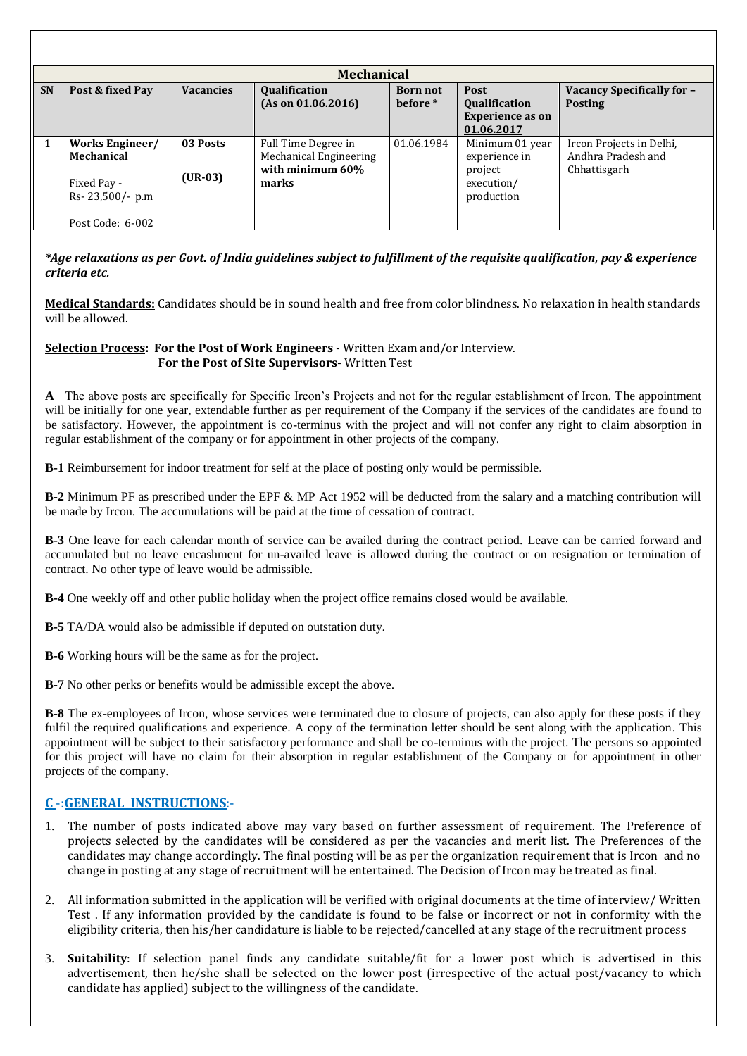| Mechanical | | | | | | |
|---|---|---|---|---|---|---|
| **SN** | **Post & fixed Pay** | **Vacancies** | **Qualification (As on 01.06.2016)** | **Born not before \*** | **Post Qualification Experience as on 01.06.2017** | **Vacancy Specifically for – Posting** |
| 1 | **Works Engineer/ Mechanical**<br><br>Fixed Pay - Rs- 23,500/- p.m<br><br>Post Code: 6-002 | **03 Posts**<br><br>**(UR-03)** | Full Time Degree in Mechanical Engineering **with minimum 60% marks** | 01.06.1984 | Minimum 01 year experience in project execution/ production | Ircon Projects in Delhi, Andhra Pradesh and Chhattisgarh |

***Age relaxations as per Govt. of India guidelines subject to fulfillment of the requisite qualification, pay & experience criteria etc.***

**Medical Standards:** Candidates should be in sound health and free from color blindness. No relaxation in health standards will be allowed.

**Selection Process: For the Post of Work Engineers** - Written Exam and/or Interview.
**For the Post of Site Supervisors**- Written Test

**A** The above posts are specifically for Specific Ircon's Projects and not for the regular establishment of Ircon. The appointment will be initially for one year, extendable further as per requirement of the Company if the services of the candidates are found to be satisfactory. However, the appointment is co-terminus with the project and will not confer any right to claim absorption in regular establishment of the company or for appointment in other projects of the company.

**B-1** Reimbursement for indoor treatment for self at the place of posting only would be permissible.

**B-2** Minimum PF as prescribed under the EPF & MP Act 1952 will be deducted from the salary and a matching contribution will be made by Ircon. The accumulations will be paid at the time of cessation of contract.

**B-3** One leave for each calendar month of service can be availed during the contract period. Leave can be carried forward and accumulated but no leave encashment for un-availed leave is allowed during the contract or on resignation or termination of contract. No other type of leave would be admissible.

**B-4** One weekly off and other public holiday when the project office remains closed would be available.

**B-5** TA/DA would also be admissible if deputed on outstation duty.

**B-6** Working hours will be the same as for the project.

**B-7** No other perks or benefits would be admissible except the above.

**B-8** The ex-employees of Ircon, whose services were terminated due to closure of projects, can also apply for these posts if they fulfil the required qualifications and experience. A copy of the termination letter should be sent along with the application. This appointment will be subject to their satisfactory performance and shall be co-terminus with the project. The persons so appointed for this project will have no claim for their absorption in regular establishment of the Company or for appointment in other projects of the company.

## C -:GENERAL INSTRUCTIONS:-

1. The number of posts indicated above may vary based on further assessment of requirement. The Preference of projects selected by the candidates will be considered as per the vacancies and merit list. The Preferences of the candidates may change accordingly. The final posting will be as per the organization requirement that is Ircon and no change in posting at any stage of recruitment will be entertained. The Decision of Ircon may be treated as final.

2. All information submitted in the application will be verified with original documents at the time of interview/ Written Test . If any information provided by the candidate is found to be false or incorrect or not in conformity with the eligibility criteria, then his/her candidature is liable to be rejected/cancelled at any stage of the recruitment process

3. **Suitability**: If selection panel finds any candidate suitable/fit for a lower post which is advertised in this advertisement, then he/she shall be selected on the lower post (irrespective of the actual post/vacancy to which candidate has applied) subject to the willingness of the candidate.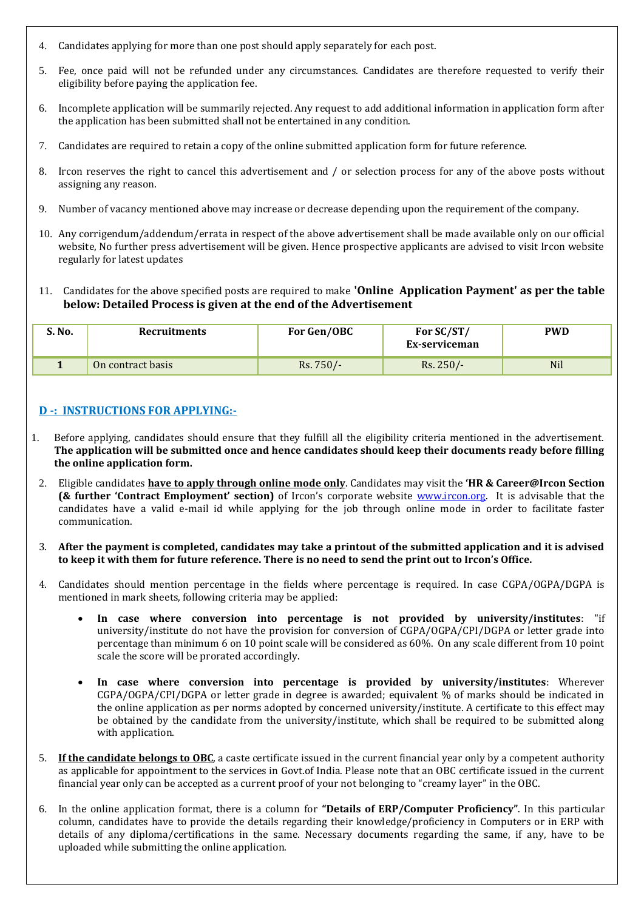4. Candidates applying for more than one post should apply separately for each post.

5. Fee, once paid will not be refunded under any circumstances. Candidates are therefore requested to verify their eligibility before paying the application fee.

6. Incomplete application will be summarily rejected. Any request to add additional information in application form after the application has been submitted shall not be entertained in any condition.

7. Candidates are required to retain a copy of the online submitted application form for future reference.

8. Ircon reserves the right to cancel this advertisement and / or selection process for any of the above posts without assigning any reason.

9. Number of vacancy mentioned above may increase or decrease depending upon the requirement of the company.

10. Any corrigendum/addendum/errata in respect of the above advertisement shall be made available only on our official website, No further press advertisement will be given. Hence prospective applicants are advised to visit Ircon website regularly for latest updates

11. Candidates for the above specified posts are required to make **'Online Application Payment' as per the table below: Detailed Process is given at the end of the Advertisement**

| S. No. | Recruitments | For Gen/OBC | For SC/ST/ Ex-serviceman | PWD |
|---|---|---|---|---|
| 1 | On contract basis | Rs. 750/- | Rs. 250/- | Nil |

## D -: INSTRUCTIONS FOR APPLYING:-

1. Before applying, candidates should ensure that they fulfill all the eligibility criteria mentioned in the advertisement. **The application will be submitted once and hence candidates should keep their documents ready before filling the online application form.**

2. Eligible candidates **have to apply through online mode only**. Candidates may visit the **'HR & Career@Ircon Section (& further 'Contract Employment' section)** of Ircon's corporate website www.ircon.org. It is advisable that the candidates have a valid e-mail id while applying for the job through online mode in order to facilitate faster communication.

3. **After the payment is completed, candidates may take a printout of the submitted application and it is advised to keep it with them for future reference. There is no need to send the print out to Ircon's Office.**

4. Candidates should mention percentage in the fields where percentage is required. In case CGPA/OGPA/DGPA is mentioned in mark sheets, following criteria may be applied:

   - **In case where conversion into percentage is not provided by university/institutes**: "if university/institute do not have the provision for conversion of CGPA/OGPA/CPI/DGPA or letter grade into percentage than minimum 6 on 10 point scale will be considered as 60%. On any scale different from 10 point scale the score will be prorated accordingly.

   - **In case where conversion into percentage is provided by university/institutes**: Wherever CGPA/OGPA/CPI/DGPA or letter grade in degree is awarded; equivalent % of marks should be indicated in the online application as per norms adopted by concerned university/institute. A certificate to this effect may be obtained by the candidate from the university/institute, which shall be required to be submitted along with application.

5. **If the candidate belongs to OBC**, a caste certificate issued in the current financial year only by a competent authority as applicable for appointment to the services in Govt.of India. Please note that an OBC certificate issued in the current financial year only can be accepted as a current proof of your not belonging to "creamy layer" in the OBC.

6. In the online application format, there is a column for **"Details of ERP/Computer Proficiency"**. In this particular column, candidates have to provide the details regarding their knowledge/proficiency in Computers or in ERP with details of any diploma/certifications in the same. Necessary documents regarding the same, if any, have to be uploaded while submitting the online application.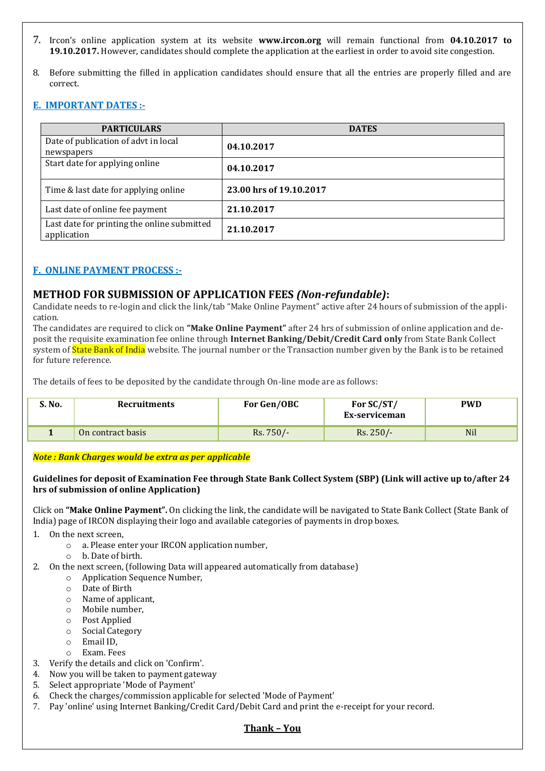7. Ircon's online application system at its website **www.ircon.org** will remain functional from **04.10.2017 to 19.10.2017.** However, candidates should complete the application at the earliest in order to avoid site congestion.

8. Before submitting the filled in application candidates should ensure that all the entries are properly filled and are correct.

## E. IMPORTANT DATES :-

| PARTICULARS | DATES |
|---|---|
| Date of publication of advt in local newspapers | **04.10.2017** |
| Start date for applying online | **04.10.2017** |
| Time & last date for applying online | **23.00 hrs of 19.10.2017** |
| Last date of online fee payment | **21.10.2017** |
| Last date for printing the online submitted application | **21.10.2017** |

## F. ONLINE PAYMENT PROCESS :-

### METHOD FOR SUBMISSION OF APPLICATION FEES *(Non-refundable)*:

Candidate needs to re-login and click the link/tab "Make Online Payment" active after 24 hours of submission of the application.

The candidates are required to click on **"Make Online Payment"** after 24 hrs of submission of online application and deposit the requisite examination fee online through **Internet Banking/Debit/Credit Card only** from State Bank Collect system of State Bank of India website. The journal number or the Transaction number given by the Bank is to be retained for future reference.

The details of fees to be deposited by the candidate through On-line mode are as follows:

| S. No. | Recruitments | For Gen/OBC | For SC/ST/ Ex-serviceman | PWD |
|---|---|---|---|---|
| **1** | On contract basis | Rs. 750/- | Rs. 250/- | Nil |

***Note : Bank Charges would be extra as per applicable***

**Guidelines for deposit of Examination Fee through State Bank Collect System (SBP) (Link will active up to/after 24 hrs of submission of online Application)**

Click on **"Make Online Payment".** On clicking the link, the candidate will be navigated to State Bank Collect (State Bank of India) page of IRCON displaying their logo and available categories of payments in drop boxes.

1. On the next screen,
   - a. Please enter your IRCON application number,
   - b. Date of birth.
2. On the next screen, (following Data will appeared automatically from database)
   - Application Sequence Number,
   - Date of Birth
   - Name of applicant,
   - Mobile number,
   - Post Applied
   - Social Category
   - Email ID,
   - Exam. Fees
3. Verify the details and click on 'Confirm'.
4. Now you will be taken to payment gateway
5. Select appropriate 'Mode of Payment'
6. Check the charges/commission applicable for selected 'Mode of Payment'
7. Pay 'online' using Internet Banking/Credit Card/Debit Card and print the e-receipt for your record.

**Thank – You**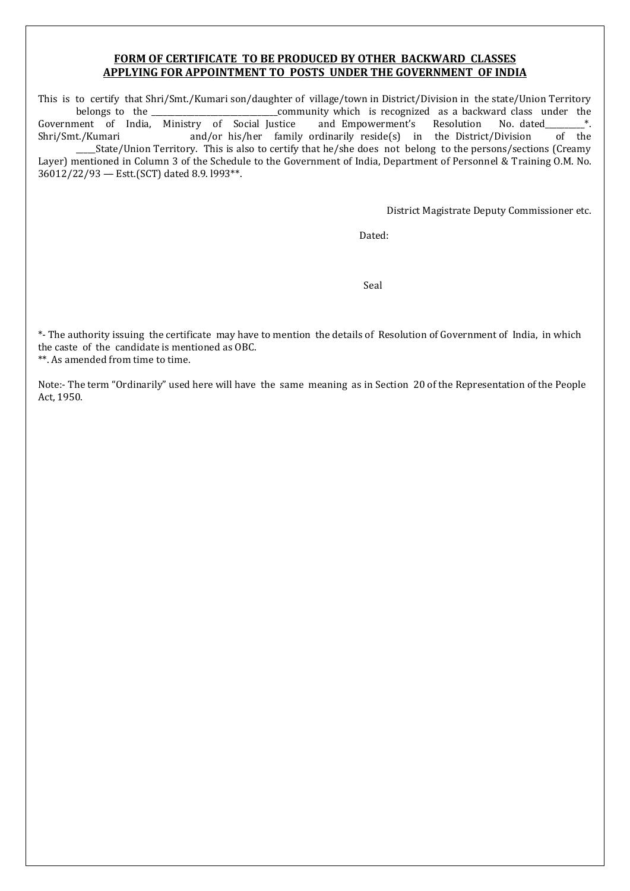**FORM OF CERTIFICATE TO BE PRODUCED BY OTHER BACKWARD CLASSES APPLYING FOR APPOINTMENT TO POSTS UNDER THE GOVERNMENT OF INDIA**

This is to certify that Shri/Smt./Kumari son/daughter of village/town in District/Division in the state/Union Territory belongs to the ________________________________community which is recognized as a backward class under the Government of India, Ministry of Social Justice and Empowerment's Resolution No. dated__________*. Shri/Smt./Kumari and/or his/her family ordinarily reside(s) in the District/Division of the _____State/Union Territory. This is also to certify that he/she does not belong to the persons/sections (Creamy Layer) mentioned in Column 3 of the Schedule to the Government of India, Department of Personnel & Training O.M. No. 36012/22/93 — Estt.(SCT) dated 8.9. l993**.

District Magistrate Deputy Commissioner etc.

Dated:

Seal

*- The authority issuing the certificate may have to mention the details of Resolution of Government of India, in which the caste of the candidate is mentioned as OBC.

**. As amended from time to time.

Note:- The term "Ordinarily" used here will have the same meaning as in Section 20 of the Representation of the People Act, 1950.